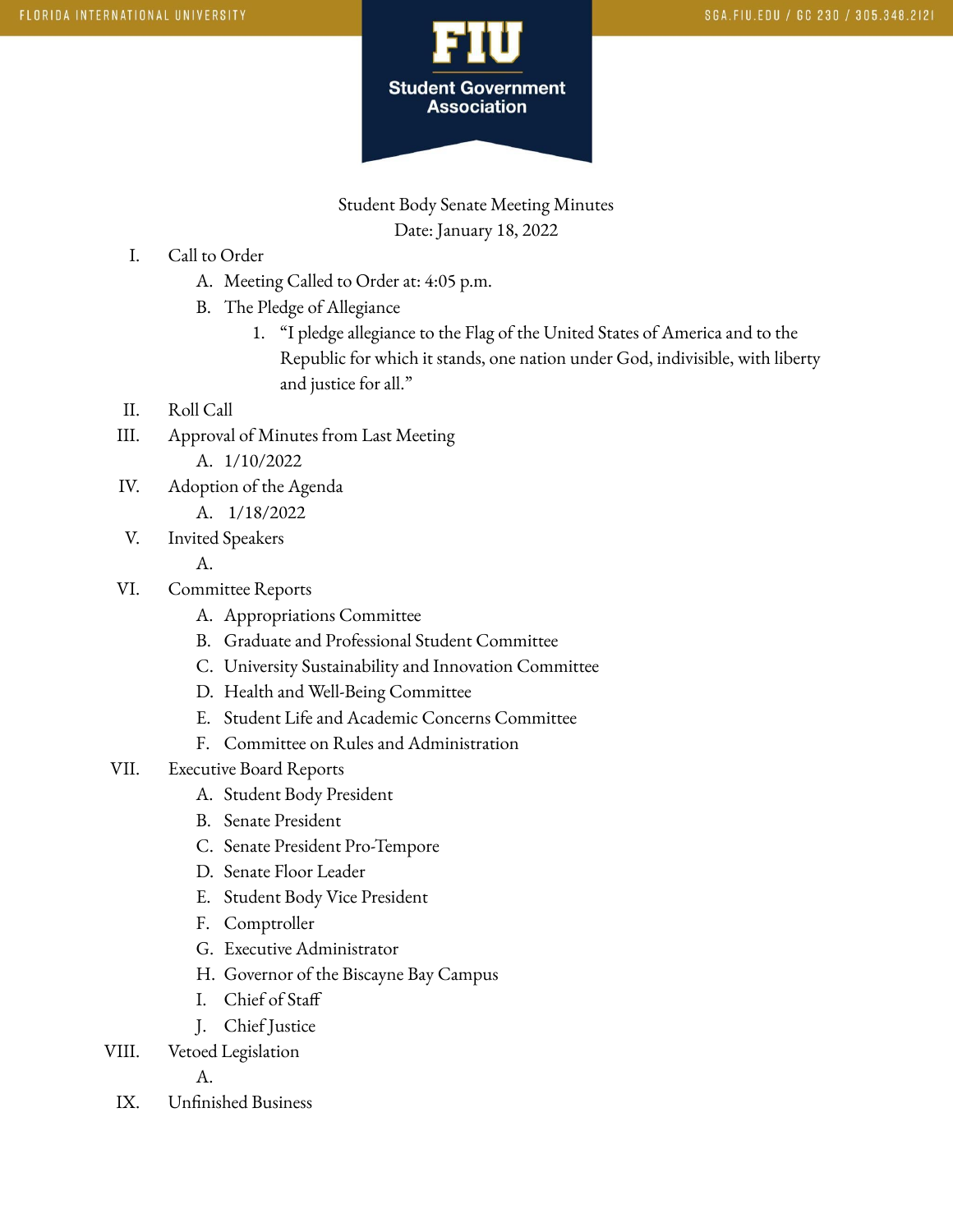Student Body Senate Meeting Minutes

Date: January 18, 2022

I. Call to Order
   A. Meeting Called to Order at: 4:05 p.m.
   B. The Pledge of Allegiance
      1. "I pledge allegiance to the Flag of the United States of America and to the Republic for which it stands, one nation under God, indivisible, with liberty and justice for all."

II. Roll Call

III. Approval of Minutes from Last Meeting
   A. 1/10/2022

IV. Adoption of the Agenda
   A. 1/18/2022

V. Invited Speakers
   A.

VI. Committee Reports
   A. Appropriations Committee
   B. Graduate and Professional Student Committee
   C. University Sustainability and Innovation Committee
   D. Health and Well-Being Committee
   E. Student Life and Academic Concerns Committee
   F. Committee on Rules and Administration

VII. Executive Board Reports
   A. Student Body President
   B. Senate President
   C. Senate President Pro-Tempore
   D. Senate Floor Leader
   E. Student Body Vice President
   F. Comptroller
   G. Executive Administrator
   H. Governor of the Biscayne Bay Campus
   I. Chief of Staff
   J. Chief Justice

VIII. Vetoed Legislation
   A.

IX. Unfinished Business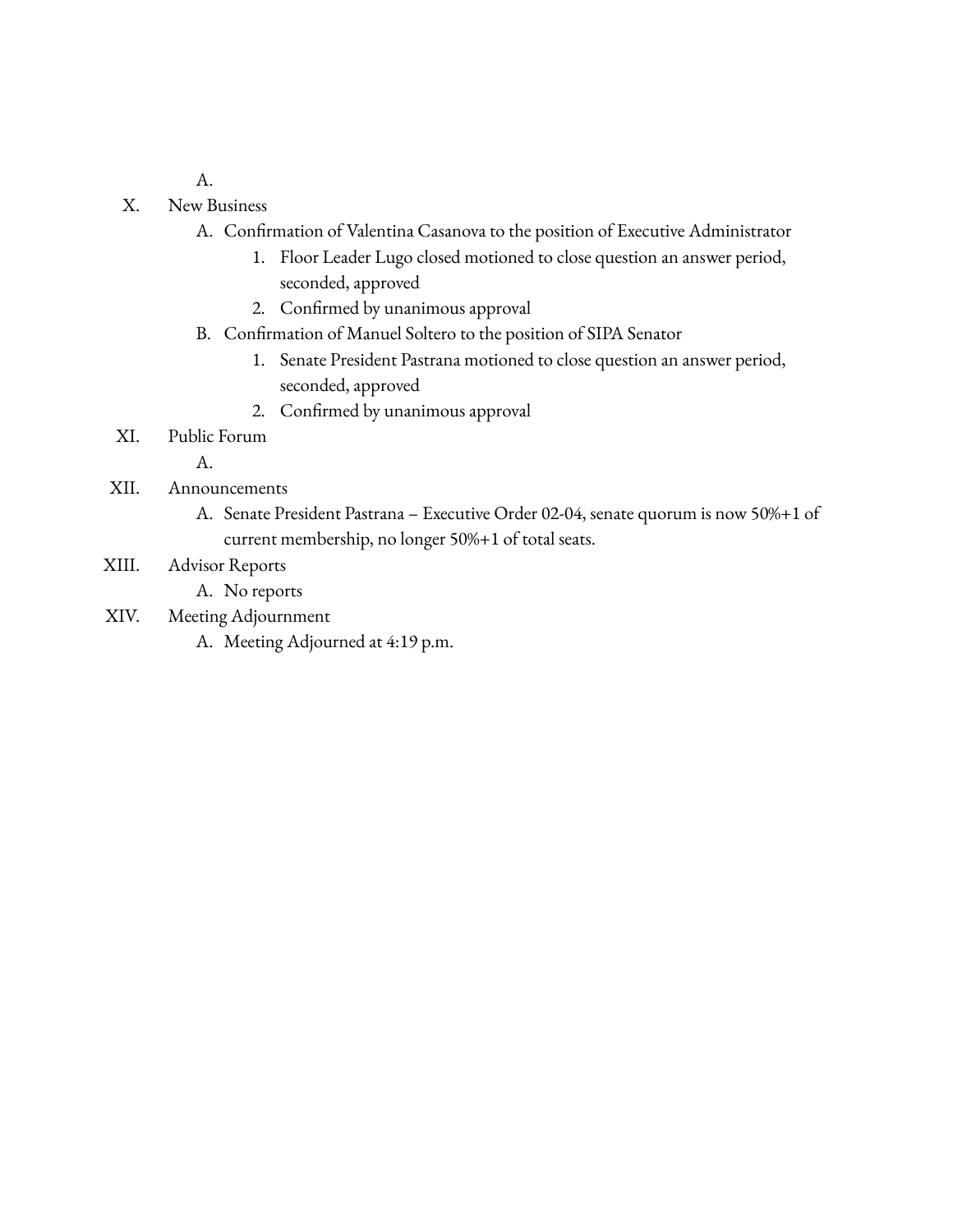A.

X. New Business
   A. Confirmation of Valentina Casanova to the position of Executive Administrator
      1. Floor Leader Lugo closed motioned to close question an answer period, seconded, approved
      2. Confirmed by unanimous approval
   B. Confirmation of Manuel Soltero to the position of SIPA Senator
      1. Senate President Pastrana motioned to close question an answer period, seconded, approved
      2. Confirmed by unanimous approval

XI. Public Forum
   A.

XII. Announcements
   A. Senate President Pastrana – Executive Order 02-04, senate quorum is now 50%+1 of current membership, no longer 50%+1 of total seats.

XIII. Advisor Reports
   A. No reports

XIV. Meeting Adjournment
   A. Meeting Adjourned at 4:19 p.m.